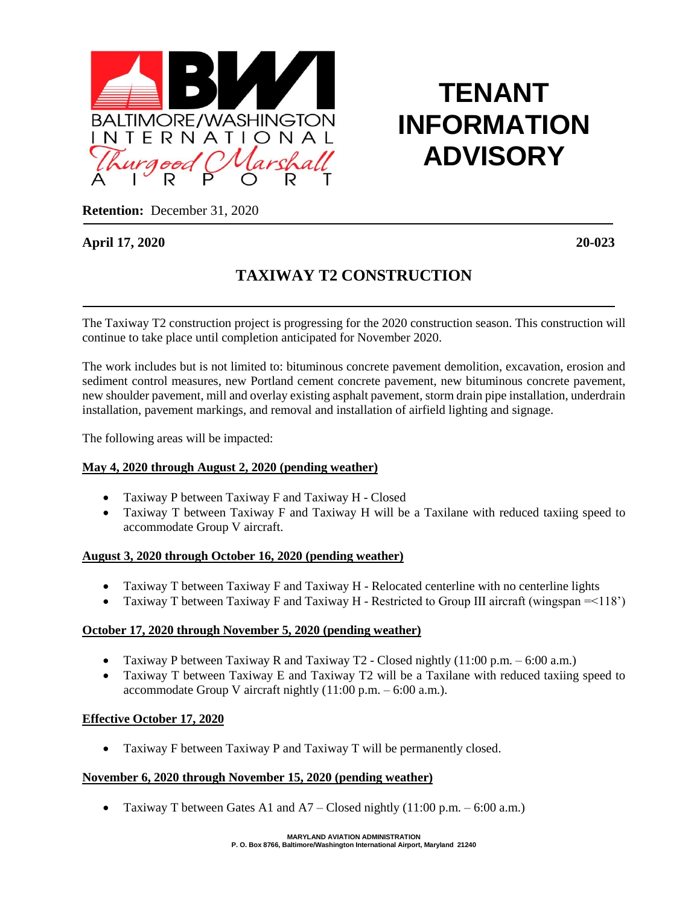BALTIMORE/WASHINGTON INTERNATIONAL Thurgood Marshall AIRPORT

# TENANT INFORMATION ADVISORY

**Retention:** December 31, 2020

**April 17, 2020** **20-023**

## TAXIWAY T2 CONSTRUCTION

The Taxiway T2 construction project is progressing for the 2020 construction season. This construction will continue to take place until completion anticipated for November 2020.

The work includes but is not limited to: bituminous concrete pavement demolition, excavation, erosion and sediment control measures, new Portland cement concrete pavement, new bituminous concrete pavement, new shoulder pavement, mill and overlay existing asphalt pavement, storm drain pipe installation, underdrain installation, pavement markings, and removal and installation of airfield lighting and signage.

The following areas will be impacted:

**May 4, 2020 through August 2, 2020 (pending weather)**

- Taxiway P between Taxiway F and Taxiway H - Closed
- Taxiway T between Taxiway F and Taxiway H will be a Taxilane with reduced taxiing speed to accommodate Group V aircraft.

**August 3, 2020 through October 16, 2020 (pending weather)**

- Taxiway T between Taxiway F and Taxiway H - Relocated centerline with no centerline lights
- Taxiway T between Taxiway F and Taxiway H - Restricted to Group III aircraft (wingspan =<118')

**October 17, 2020 through November 5, 2020 (pending weather)**

- Taxiway P between Taxiway R and Taxiway T2 - Closed nightly (11:00 p.m. – 6:00 a.m.)
- Taxiway T between Taxiway E and Taxiway T2 will be a Taxilane with reduced taxiing speed to accommodate Group V aircraft nightly (11:00 p.m. – 6:00 a.m.).

**Effective October 17, 2020**

- Taxiway F between Taxiway P and Taxiway T will be permanently closed.

**November 6, 2020 through November 15, 2020 (pending weather)**

- Taxiway T between Gates A1 and A7 – Closed nightly (11:00 p.m. – 6:00 a.m.)

MARYLAND AVIATION ADMINISTRATION
P. O. Box 8766, Baltimore/Washington International Airport, Maryland 21240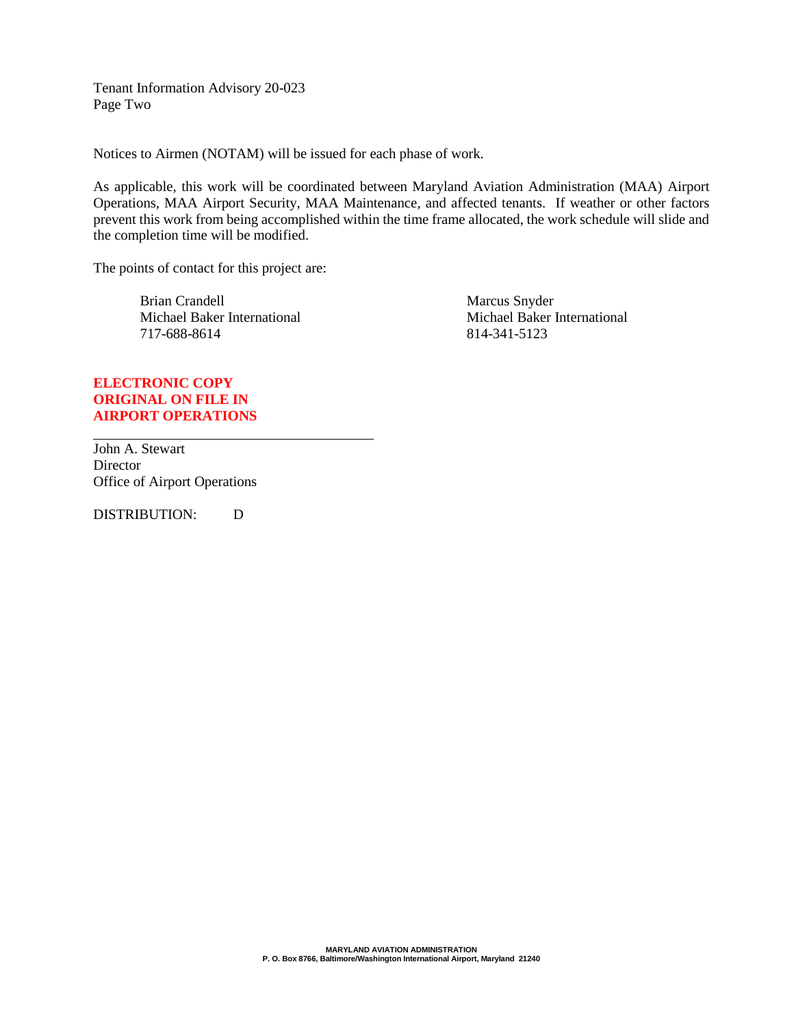Notices to Airmen (NOTAM) will be issued for each phase of work.

As applicable, this work will be coordinated between Maryland Aviation Administration (MAA) Airport Operations, MAA Airport Security, MAA Maintenance, and affected tenants. If weather or other factors prevent this work from being accomplished within the time frame allocated, the work schedule will slide and the completion time will be modified.

The points of contact for this project are:

Brian Crandell
Michael Baker International
717-688-8614

Marcus Snyder
Michael Baker International
814-341-5123

**ELECTRONIC COPY**
**ORIGINAL ON FILE IN**
**AIRPORT OPERATIONS**

John A. Stewart
Director
Office of Airport Operations

DISTRIBUTION: D

**MARYLAND AVIATION ADMINISTRATION**
**P. O. Box 8766, Baltimore/Washington International Airport, Maryland 21240**